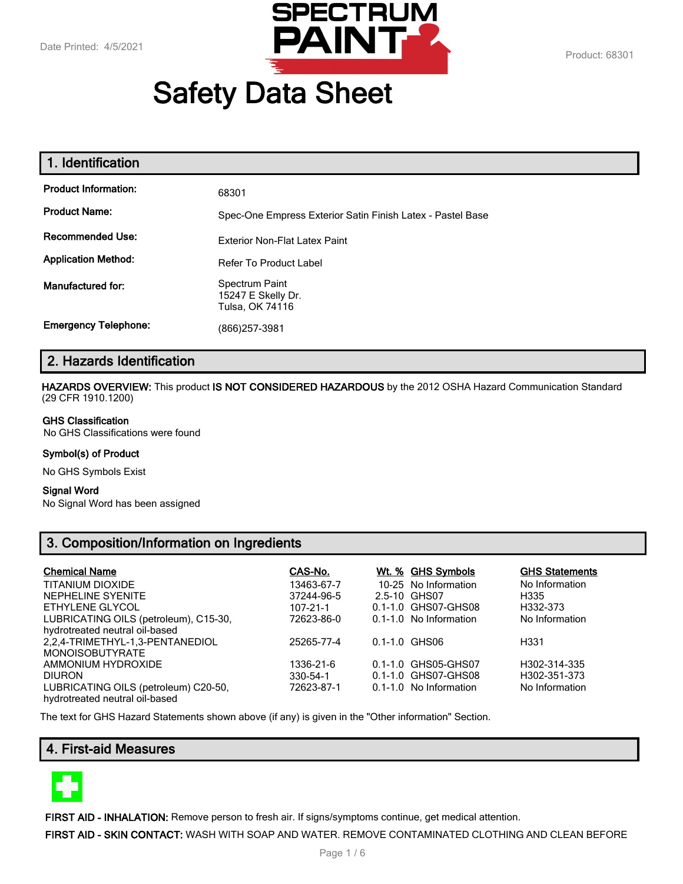Date Printed: 4/5/2021

Product: 68301

# Safety Data Sheet

## 1. Identification

| | |
|---|---|
| **Product Information:** | 68301 |
| **Product Name:** | Spec-One Empress Exterior Satin Finish Latex - Pastel Base |
| **Recommended Use:** | Exterior Non-Flat Latex Paint |
| **Application Method:** | Refer To Product Label |
| **Manufactured for:** | Spectrum Paint<br>15247 E Skelly Dr.<br>Tulsa, OK 74116 |
| **Emergency Telephone:** | (866)257-3981 |

## 2. Hazards Identification

**HAZARDS OVERVIEW:** This product **IS NOT CONSIDERED HAZARDOUS** by the 2012 OSHA Hazard Communication Standard (29 CFR 1910.1200)

**GHS Classification**
No GHS Classifications were found

**Symbol(s) of Product**

No GHS Symbols Exist

**Signal Word**
No Signal Word has been assigned

## 3. Composition/Information on Ingredients

| Chemical Name | CAS-No. | Wt. % | GHS Symbols | GHS Statements |
|---|---|---|---|---|
| TITANIUM DIOXIDE | 13463-67-7 | 10-25 | No Information | No Information |
| NEPHELINE SYENITE | 37244-96-5 | 2.5-10 | GHS07 | H335 |
| ETHYLENE GLYCOL | 107-21-1 | 0.1-1.0 | GHS07-GHS08 | H332-373 |
| LUBRICATING OILS (petroleum), C15-30, hydrotreated neutral oil-based | 72623-86-0 | 0.1-1.0 | No Information | No Information |
| 2,2,4-TRIMETHYL-1,3-PENTANEDIOL MONOISOBUTYRATE | 25265-77-4 | 0.1-1.0 | GHS06 | H331 |
| AMMONIUM HYDROXIDE | 1336-21-6 | 0.1-1.0 | GHS05-GHS07 | H302-314-335 |
| DIURON | 330-54-1 | 0.1-1.0 | GHS07-GHS08 | H302-351-373 |
| LUBRICATING OILS (petroleum) C20-50, hydrotreated neutral oil-based | 72623-87-1 | 0.1-1.0 | No Information | No Information |

The text for GHS Hazard Statements shown above (if any) is given in the "Other information" Section.

## 4. First-aid Measures

**FIRST AID - INHALATION:** Remove person to fresh air. If signs/symptoms continue, get medical attention.

**FIRST AID - SKIN CONTACT:** WASH WITH SOAP AND WATER. REMOVE CONTAMINATED CLOTHING AND CLEAN BEFORE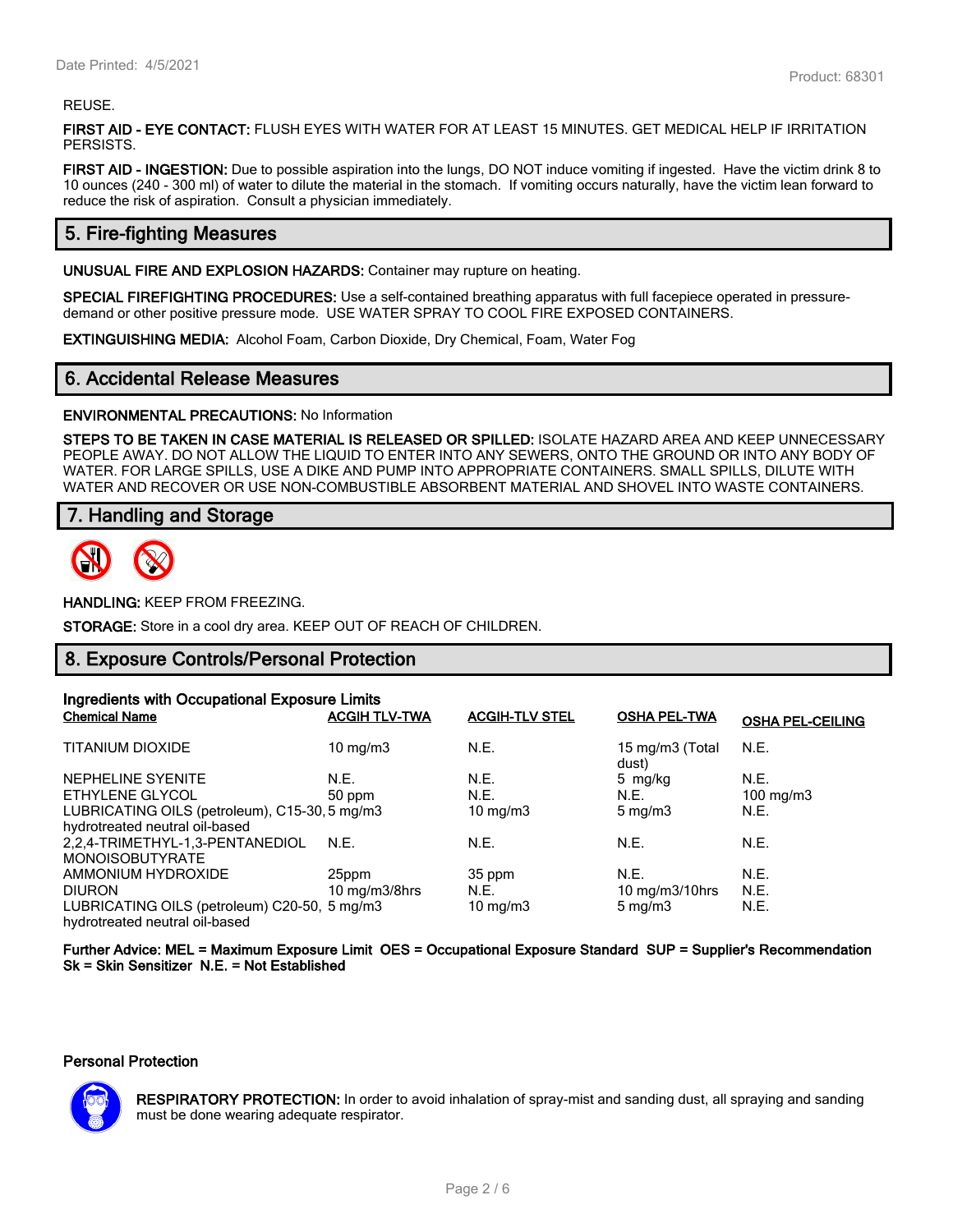REUSE.

**FIRST AID - EYE CONTACT:** FLUSH EYES WITH WATER FOR AT LEAST 15 MINUTES. GET MEDICAL HELP IF IRRITATION PERSISTS.

**FIRST AID - INGESTION:** Due to possible aspiration into the lungs, DO NOT induce vomiting if ingested. Have the victim drink 8 to 10 ounces (240 - 300 ml) of water to dilute the material in the stomach. If vomiting occurs naturally, have the victim lean forward to reduce the risk of aspiration. Consult a physician immediately.

## 5. Fire-fighting Measures

**UNUSUAL FIRE AND EXPLOSION HAZARDS:** Container may rupture on heating.

**SPECIAL FIREFIGHTING PROCEDURES:** Use a self-contained breathing apparatus with full facepiece operated in pressure-demand or other positive pressure mode. USE WATER SPRAY TO COOL FIRE EXPOSED CONTAINERS.

**EXTINGUISHING MEDIA:** Alcohol Foam, Carbon Dioxide, Dry Chemical, Foam, Water Fog

## 6. Accidental Release Measures

**ENVIRONMENTAL PRECAUTIONS:** No Information

**STEPS TO BE TAKEN IN CASE MATERIAL IS RELEASED OR SPILLED:** ISOLATE HAZARD AREA AND KEEP UNNECESSARY PEOPLE AWAY. DO NOT ALLOW THE LIQUID TO ENTER INTO ANY SEWERS, ONTO THE GROUND OR INTO ANY BODY OF WATER. FOR LARGE SPILLS, USE A DIKE AND PUMP INTO APPROPRIATE CONTAINERS. SMALL SPILLS, DILUTE WITH WATER AND RECOVER OR USE NON-COMBUSTIBLE ABSORBENT MATERIAL AND SHOVEL INTO WASTE CONTAINERS.

## 7. Handling and Storage

**HANDLING:** KEEP FROM FREEZING.

**STORAGE:** Store in a cool dry area. KEEP OUT OF REACH OF CHILDREN.

## 8. Exposure Controls/Personal Protection

**Ingredients with Occupational Exposure Limits**

| Chemical Name | ACGIH TLV-TWA | ACGIH-TLV STEL | OSHA PEL-TWA | OSHA PEL-CEILING |
|---|---|---|---|---|
| TITANIUM DIOXIDE | 10 mg/m3 | N.E. | 15 mg/m3 (Total dust) | N.E. |
| NEPHELINE SYENITE | N.E. | N.E. | 5 mg/kg | N.E. |
| ETHYLENE GLYCOL | 50 ppm | N.E. | N.E. | 100 mg/m3 |
| LUBRICATING OILS (petroleum), C15-30, hydrotreated neutral oil-based | 5 mg/m3 | 10 mg/m3 | 5 mg/m3 | N.E. |
| 2,2,4-TRIMETHYL-1,3-PENTANEDIOL MONOISOBUTYRATE | N.E. | N.E. | N.E. | N.E. |
| AMMONIUM HYDROXIDE | 25ppm | 35 ppm | N.E. | N.E. |
| DIURON | 10 mg/m3/8hrs | N.E. | 10 mg/m3/10hrs | N.E. |
| LUBRICATING OILS (petroleum) C20-50, hydrotreated neutral oil-based | 5 mg/m3 | 10 mg/m3 | 5 mg/m3 | N.E. |

**Further Advice: MEL = Maximum Exposure Limit OES = Occupational Exposure Standard SUP = Supplier's Recommendation Sk = Skin Sensitizer N.E. = Not Established**

**Personal Protection**

**RESPIRATORY PROTECTION:** In order to avoid inhalation of spray-mist and sanding dust, all spraying and sanding must be done wearing adequate respirator.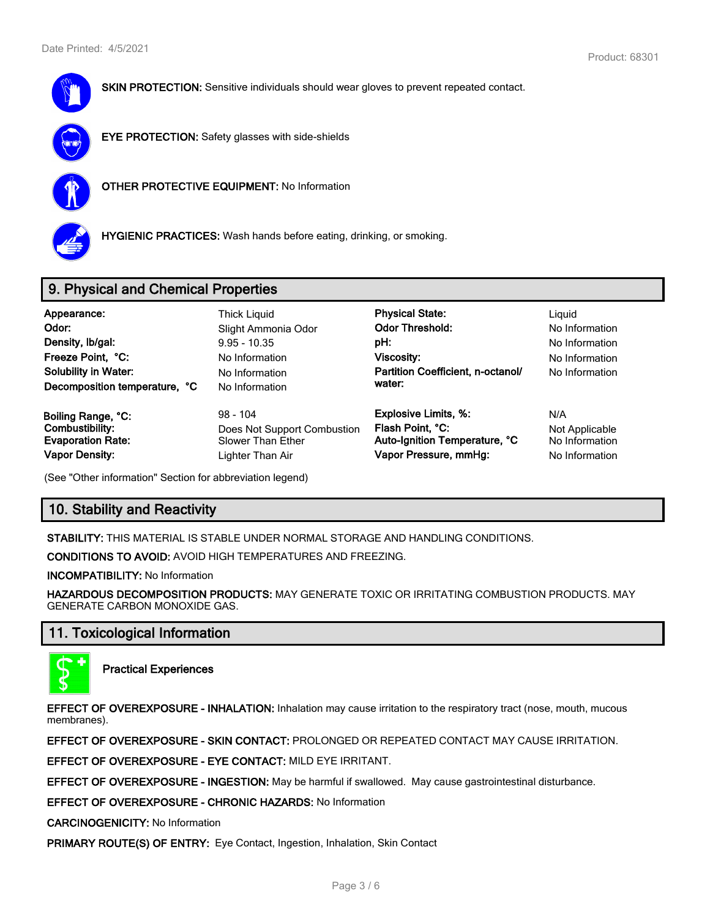**SKIN PROTECTION:** Sensitive individuals should wear gloves to prevent repeated contact.

**EYE PROTECTION:** Safety glasses with side-shields

**OTHER PROTECTIVE EQUIPMENT:** No Information

**HYGIENIC PRACTICES:** Wash hands before eating, drinking, or smoking.

## 9. Physical and Chemical Properties

| | | | |
|---|---|---|---|
| **Appearance:** | Thick Liquid | **Physical State:** | Liquid |
| **Odor:** | Slight Ammonia Odor | **Odor Threshold:** | No Information |
| **Density, lb/gal:** | 9.95 - 10.35 | **pH:** | No Information |
| **Freeze Point, °C:** | No Information | **Viscosity:** | No Information |
| **Solubility in Water:** | No Information | **Partition Coefficient, n-octanol/ water:** | No Information |
| **Decomposition temperature, °C** | No Information | | |
| **Boiling Range, °C:** | 98 - 104 | **Explosive Limits, %:** | N/A |
| **Combustibility:** | Does Not Support Combustion | **Flash Point, °C:** | Not Applicable |
| **Evaporation Rate:** | Slower Than Ether | **Auto-Ignition Temperature, °C** | No Information |
| **Vapor Density:** | Lighter Than Air | **Vapor Pressure, mmHg:** | No Information |

(See "Other information" Section for abbreviation legend)

## 10. Stability and Reactivity

**STABILITY:** THIS MATERIAL IS STABLE UNDER NORMAL STORAGE AND HANDLING CONDITIONS.

**CONDITIONS TO AVOID:** AVOID HIGH TEMPERATURES AND FREEZING.

**INCOMPATIBILITY:** No Information

**HAZARDOUS DECOMPOSITION PRODUCTS:** MAY GENERATE TOXIC OR IRRITATING COMBUSTION PRODUCTS. MAY GENERATE CARBON MONOXIDE GAS.

## 11. Toxicological Information

### Practical Experiences

**EFFECT OF OVEREXPOSURE - INHALATION:** Inhalation may cause irritation to the respiratory tract (nose, mouth, mucous membranes).

**EFFECT OF OVEREXPOSURE - SKIN CONTACT:** PROLONGED OR REPEATED CONTACT MAY CAUSE IRRITATION.

**EFFECT OF OVEREXPOSURE - EYE CONTACT:** MILD EYE IRRITANT.

**EFFECT OF OVEREXPOSURE - INGESTION:** May be harmful if swallowed. May cause gastrointestinal disturbance.

**EFFECT OF OVEREXPOSURE - CHRONIC HAZARDS:** No Information

**CARCINOGENICITY:** No Information

**PRIMARY ROUTE(S) OF ENTRY:** Eye Contact, Ingestion, Inhalation, Skin Contact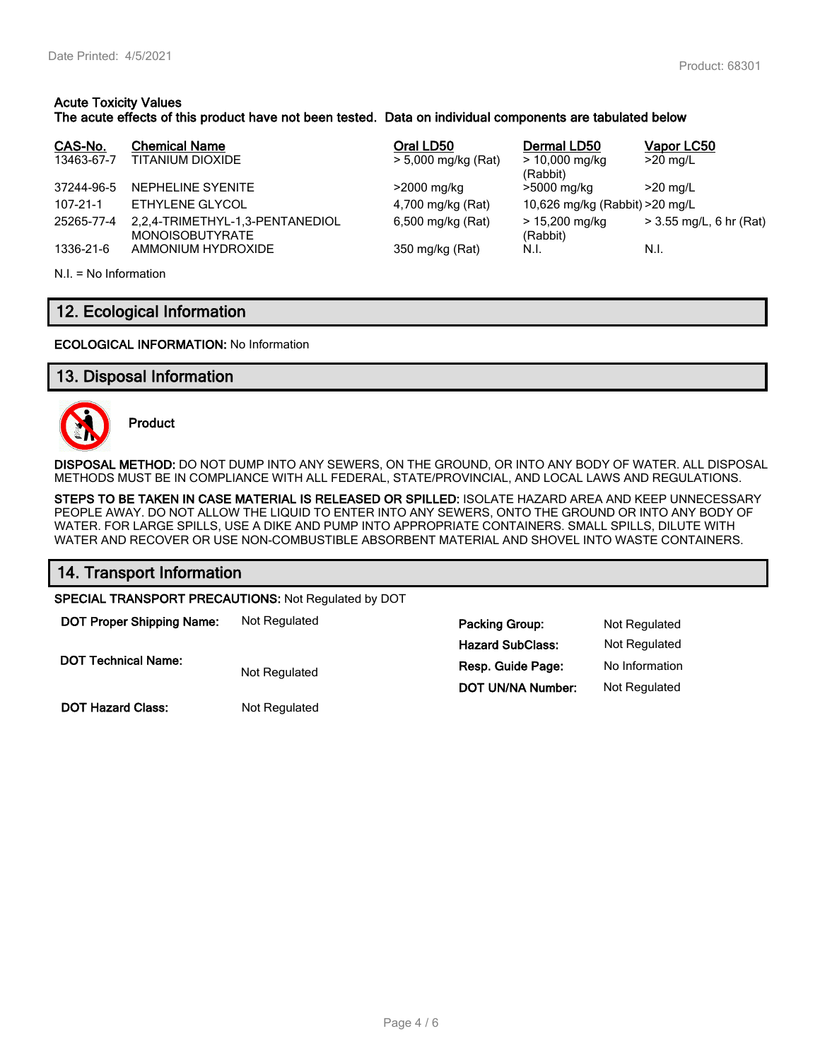**Acute Toxicity Values**
**The acute effects of this product have not been tested. Data on individual components are tabulated below**

| CAS-No. | Chemical Name | Oral LD50 | Dermal LD50 | Vapor LC50 |
|---|---|---|---|---|
| 13463-67-7 | TITANIUM DIOXIDE | > 5,000 mg/kg (Rat) | > 10,000 mg/kg (Rabbit) | >20 mg/L |
| 37244-96-5 | NEPHELINE SYENITE | >2000 mg/kg | >5000 mg/kg | >20 mg/L |
| 107-21-1 | ETHYLENE GLYCOL | 4,700 mg/kg (Rat) | 10,626 mg/kg (Rabbit) | >20 mg/L |
| 25265-77-4 | 2,2,4-TRIMETHYL-1,3-PENTANEDIOL MONOISOBUTYRATE | 6,500 mg/kg (Rat) | > 15,200 mg/kg (Rabbit) | > 3.55 mg/L, 6 hr (Rat) |
| 1336-21-6 | AMMONIUM HYDROXIDE | 350 mg/kg (Rat) | N.I. | N.I. |

N.I. = No Information

## 12. Ecological Information

**ECOLOGICAL INFORMATION:** No Information

## 13. Disposal Information

**Product**

**DISPOSAL METHOD:** DO NOT DUMP INTO ANY SEWERS, ON THE GROUND, OR INTO ANY BODY OF WATER. ALL DISPOSAL METHODS MUST BE IN COMPLIANCE WITH ALL FEDERAL, STATE/PROVINCIAL, AND LOCAL LAWS AND REGULATIONS.

**STEPS TO BE TAKEN IN CASE MATERIAL IS RELEASED OR SPILLED:** ISOLATE HAZARD AREA AND KEEP UNNECESSARY PEOPLE AWAY. DO NOT ALLOW THE LIQUID TO ENTER INTO ANY SEWERS, ONTO THE GROUND OR INTO ANY BODY OF WATER. FOR LARGE SPILLS, USE A DIKE AND PUMP INTO APPROPRIATE CONTAINERS. SMALL SPILLS, DILUTE WITH WATER AND RECOVER OR USE NON-COMBUSTIBLE ABSORBENT MATERIAL AND SHOVEL INTO WASTE CONTAINERS.

## 14. Transport Information

**SPECIAL TRANSPORT PRECAUTIONS:** Not Regulated by DOT

**DOT Proper Shipping Name:** Not Regulated

**DOT Technical Name:** Not Regulated

**DOT Hazard Class:** Not Regulated

**Packing Group:** Not Regulated

**Hazard SubClass:** Not Regulated

**Resp. Guide Page:** No Information

**DOT UN/NA Number:** Not Regulated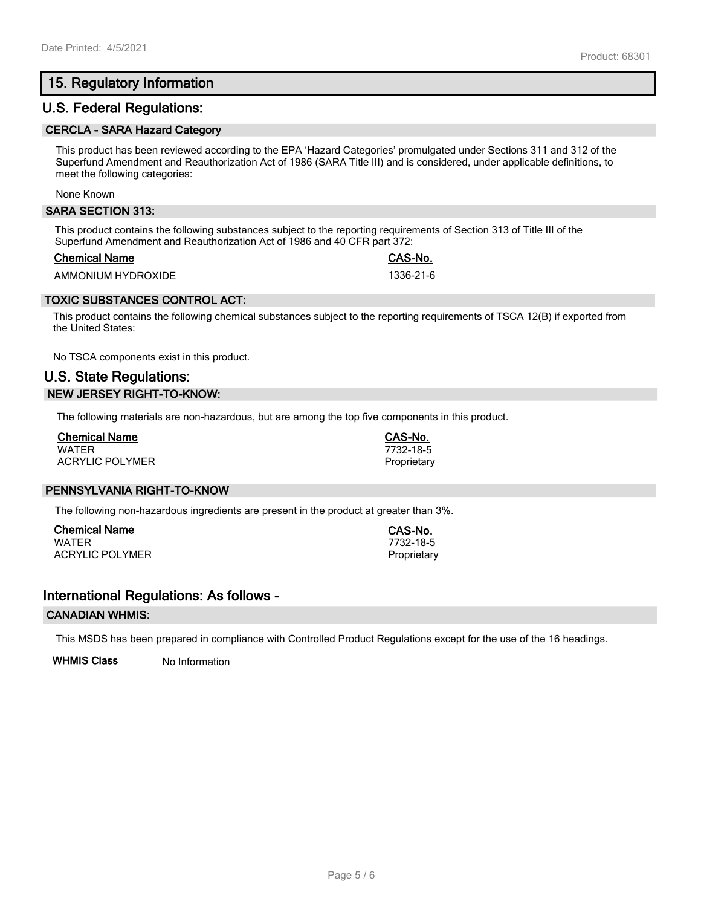## 15. Regulatory Information

## U.S. Federal Regulations:

### CERCLA - SARA Hazard Category

This product has been reviewed according to the EPA 'Hazard Categories' promulgated under Sections 311 and 312 of the Superfund Amendment and Reauthorization Act of 1986 (SARA Title III) and is considered, under applicable definitions, to meet the following categories:

None Known

### SARA SECTION 313:

This product contains the following substances subject to the reporting requirements of Section 313 of Title III of the Superfund Amendment and Reauthorization Act of 1986 and 40 CFR part 372:

| Chemical Name | CAS-No. |
|---|---|
| AMMONIUM HYDROXIDE | 1336-21-6 |

### TOXIC SUBSTANCES CONTROL ACT:

This product contains the following chemical substances subject to the reporting requirements of TSCA 12(B) if exported from the United States:

No TSCA components exist in this product.

## U.S. State Regulations:

### NEW JERSEY RIGHT-TO-KNOW:

The following materials are non-hazardous, but are among the top five components in this product.

| Chemical Name | CAS-No. |
|---|---|
| WATER | 7732-18-5 |
| ACRYLIC POLYMER | Proprietary |

### PENNSYLVANIA RIGHT-TO-KNOW

The following non-hazardous ingredients are present in the product at greater than 3%.

| Chemical Name | CAS-No. |
|---|---|
| WATER | 7732-18-5 |
| ACRYLIC POLYMER | Proprietary |

## International Regulations: As follows -

### CANADIAN WHMIS:

This MSDS has been prepared in compliance with Controlled Product Regulations except for the use of the 16 headings.

**WHMIS Class** No Information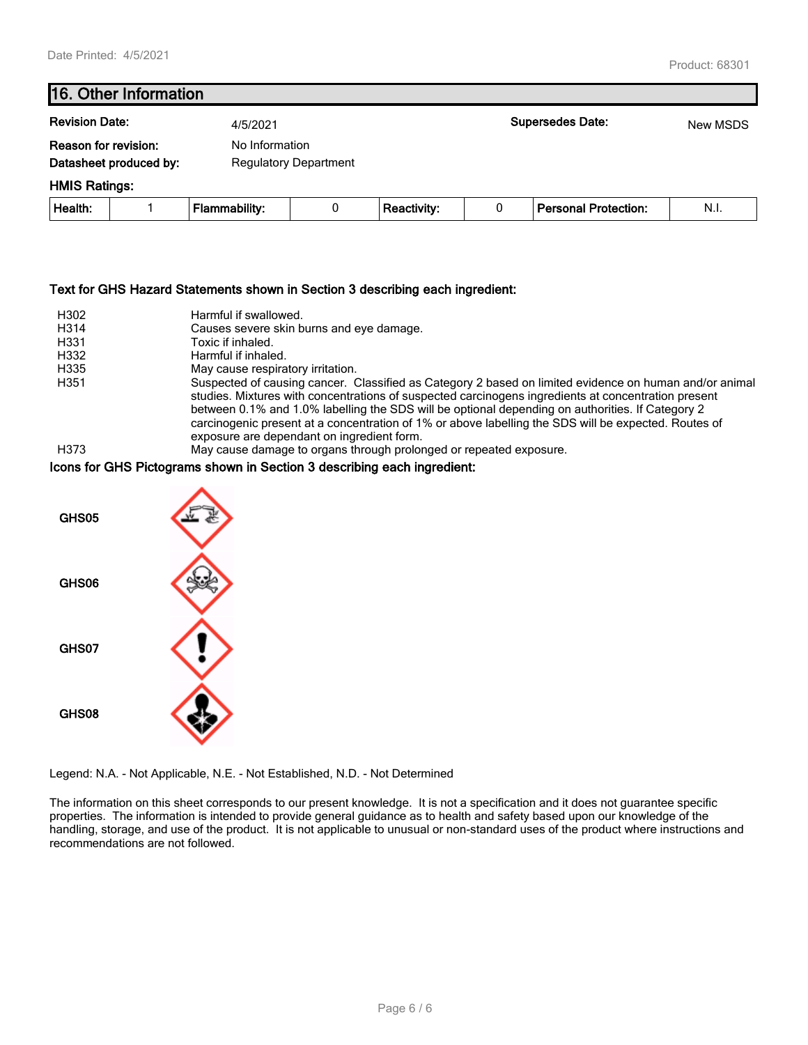## 16. Other Information

| | | | |
|---|---|---|---|
| **Revision Date:** | 4/5/2021 | **Supersedes Date:** | New MSDS |
| **Reason for revision:** | No Information | | |
| **Datasheet produced by:** | Regulatory Department | | |

**HMIS Ratings:**

| | | | | | | | |
|---|---|---|---|---|---|---|---|
| **Health:** | 1 | **Flammability:** | 0 | **Reactivity:** | 0 | **Personal Protection:** | N.I. |

**Text for GHS Hazard Statements shown in Section 3 describing each ingredient:**

| | |
|---|---|
| H302 | Harmful if swallowed. |
| H314 | Causes severe skin burns and eye damage. |
| H331 | Toxic if inhaled. |
| H332 | Harmful if inhaled. |
| H335 | May cause respiratory irritation. |
| H351 | Suspected of causing cancer. Classified as Category 2 based on limited evidence on human and/or animal studies. Mixtures with concentrations of suspected carcinogens ingredients at concentration present between 0.1% and 1.0% labelling the SDS will be optional depending on authorities. If Category 2 carcinogenic present at a concentration of 1% or above labelling the SDS will be expected. Routes of exposure are dependant on ingredient form. |
| H373 | May cause damage to organs through prolonged or repeated exposure. |

**Icons for GHS Pictograms shown in Section 3 describing each ingredient:**

GHS05

GHS06

GHS07

GHS08

Legend: N.A. - Not Applicable, N.E. - Not Established, N.D. - Not Determined

The information on this sheet corresponds to our present knowledge. It is not a specification and it does not guarantee specific properties. The information is intended to provide general guidance as to health and safety based upon our knowledge of the handling, storage, and use of the product. It is not applicable to unusual or non-standard uses of the product where instructions and recommendations are not followed.